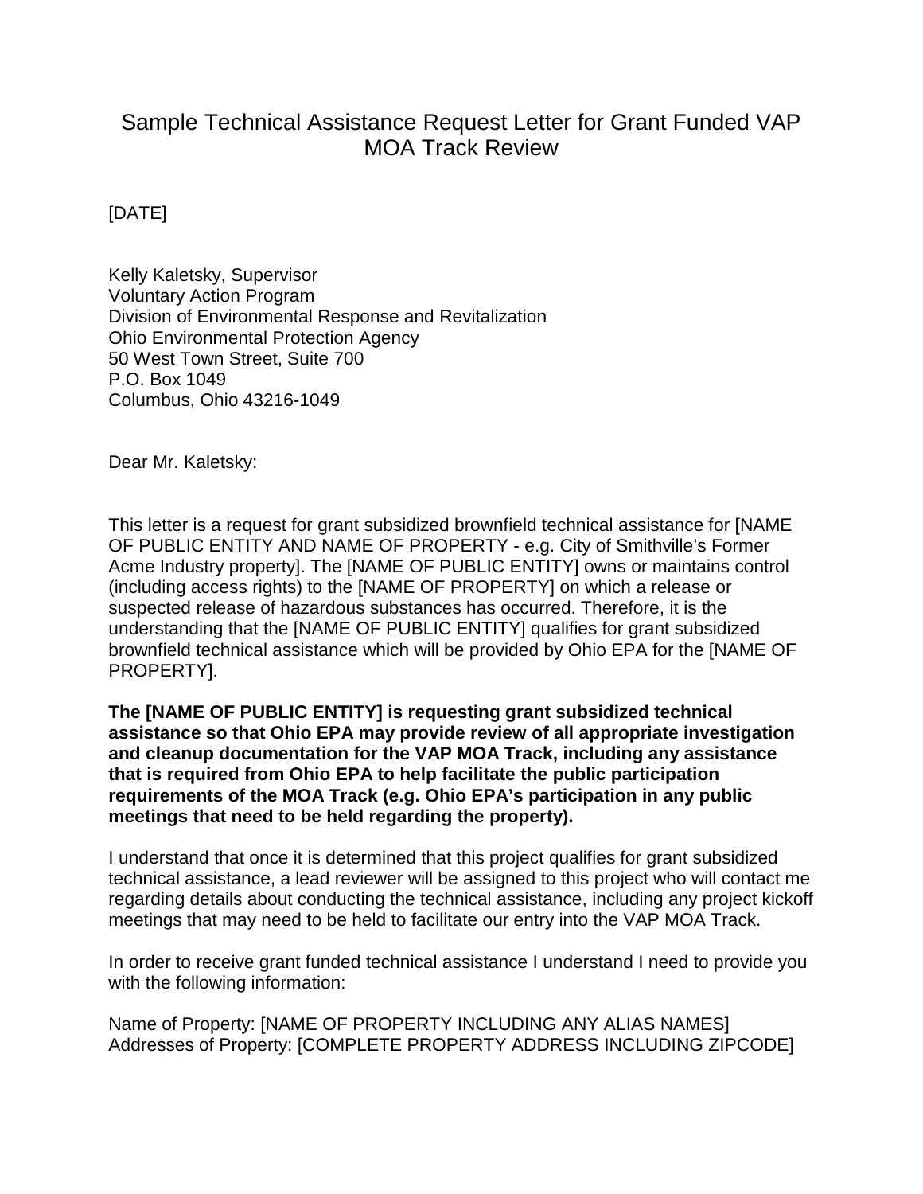# Sample Technical Assistance Request Letter for Grant Funded VAP MOA Track Review

[DATE]

Kelly Kaletsky, Supervisor
Voluntary Action Program
Division of Environmental Response and Revitalization
Ohio Environmental Protection Agency
50 West Town Street, Suite 700
P.O. Box 1049
Columbus, Ohio 43216-1049

Dear Mr. Kaletsky:

This letter is a request for grant subsidized brownfield technical assistance for [NAME OF PUBLIC ENTITY AND NAME OF PROPERTY - e.g. City of Smithville's Former Acme Industry property]. The [NAME OF PUBLIC ENTITY] owns or maintains control (including access rights) to the [NAME OF PROPERTY] on which a release or suspected release of hazardous substances has occurred. Therefore, it is the understanding that the [NAME OF PUBLIC ENTITY] qualifies for grant subsidized brownfield technical assistance which will be provided by Ohio EPA for the [NAME OF PROPERTY].

**The [NAME OF PUBLIC ENTITY] is requesting grant subsidized technical assistance so that Ohio EPA may provide review of all appropriate investigation and cleanup documentation for the VAP MOA Track, including any assistance that is required from Ohio EPA to help facilitate the public participation requirements of the MOA Track (e.g. Ohio EPA's participation in any public meetings that need to be held regarding the property).**

I understand that once it is determined that this project qualifies for grant subsidized technical assistance, a lead reviewer will be assigned to this project who will contact me regarding details about conducting the technical assistance, including any project kickoff meetings that may need to be held to facilitate our entry into the VAP MOA Track.

In order to receive grant funded technical assistance I understand I need to provide you with the following information:

Name of Property: [NAME OF PROPERTY INCLUDING ANY ALIAS NAMES]
Addresses of Property: [COMPLETE PROPERTY ADDRESS INCLUDING ZIPCODE]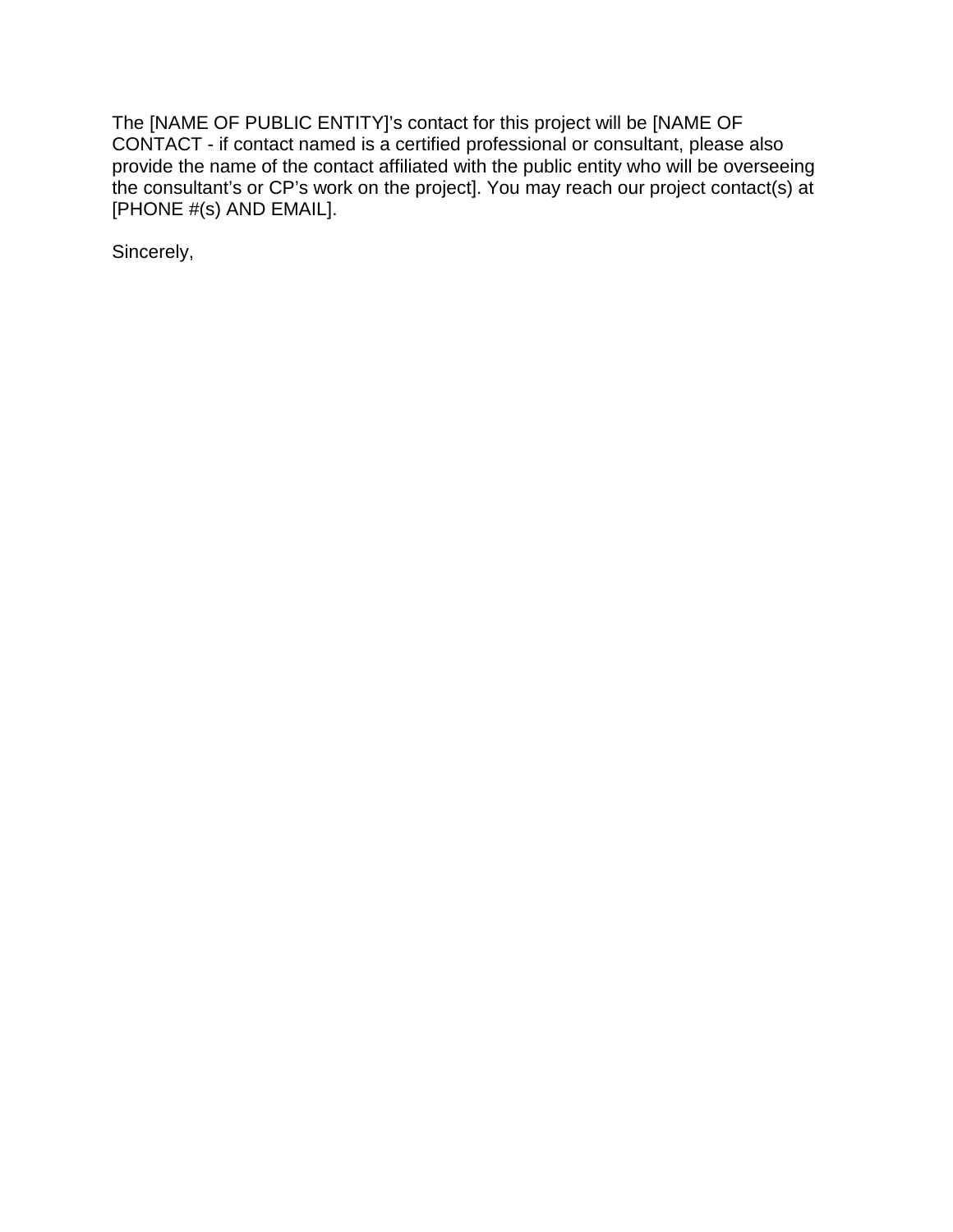The [NAME OF PUBLIC ENTITY]'s contact for this project will be [NAME OF CONTACT - if contact named is a certified professional or consultant, please also provide the name of the contact affiliated with the public entity who will be overseeing the consultant's or CP's work on the project]. You may reach our project contact(s) at [PHONE #(s) AND EMAIL].

Sincerely,